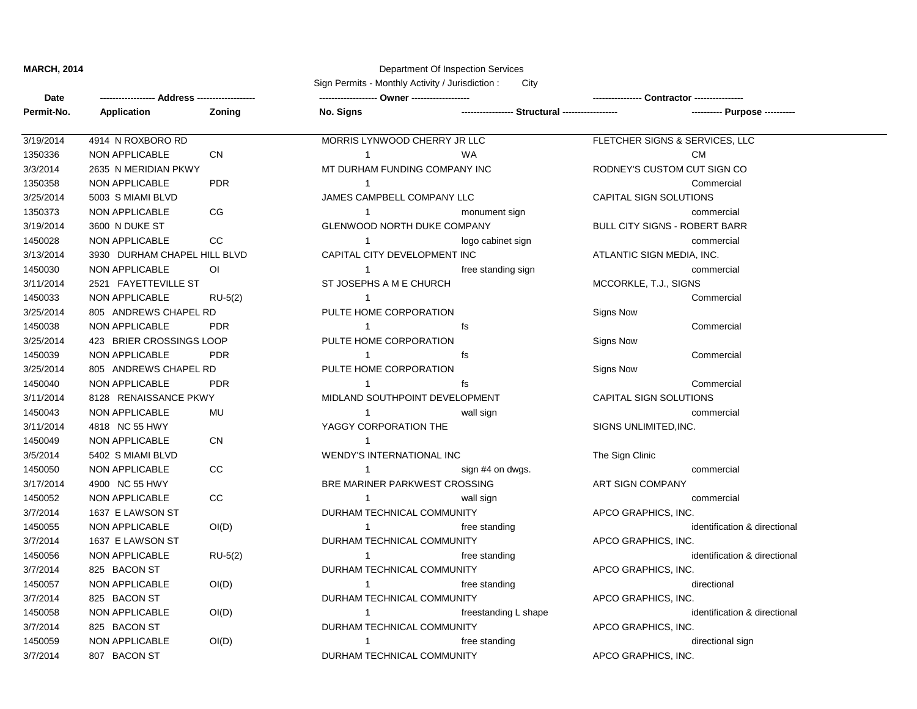**MARCH, 2014**

Department Of Inspection Services

Sign Permits - Monthly Activity / Jurisdiction : City

| Date / Permit-No. | Address / Application | Zoning | Owner / No. Signs | Structural | Contractor / Purpose |
|---|---|---|---|---|---|
| 3/19/2014 | 4914 N ROXBORO RD | | MORRIS LYNWOOD CHERRY JR LLC | | FLETCHER SIGNS & SERVICES, LLC |
| 1350336 | NON APPLICABLE | CN | 1 | WA | CM |
| 3/3/2014 | 2635 N MERIDIAN PKWY | | MT DURHAM FUNDING COMPANY INC | | RODNEY'S CUSTOM CUT SIGN CO |
| 1350358 | NON APPLICABLE | PDR | 1 | | Commercial |
| 3/25/2014 | 5003 S MIAMI BLVD | | JAMES CAMPBELL COMPANY LLC | | CAPITAL SIGN SOLUTIONS |
| 1350373 | NON APPLICABLE | CG | 1 | monument sign | commercial |
| 3/19/2014 | 3600 N DUKE ST | | GLENWOOD NORTH DUKE COMPANY | | BULL CITY SIGNS - ROBERT BARR |
| 1450028 | NON APPLICABLE | CC | 1 | logo cabinet sign | commercial |
| 3/13/2014 | 3930 DURHAM CHAPEL HILL BLVD | | CAPITAL CITY DEVELOPMENT INC | | ATLANTIC SIGN MEDIA, INC. |
| 1450030 | NON APPLICABLE | OI | 1 | free standing sign | commercial |
| 3/11/2014 | 2521 FAYETTEVILLE ST | | ST JOSEPHS A M E CHURCH | | MCCORKLE, T.J., SIGNS |
| 1450033 | NON APPLICABLE | RU-5(2) | 1 | | Commercial |
| 3/25/2014 | 805 ANDREWS CHAPEL RD | | PULTE HOME CORPORATION | | Signs Now |
| 1450038 | NON APPLICABLE | PDR | 1 | fs | Commercial |
| 3/25/2014 | 423 BRIER CROSSINGS LOOP | | PULTE HOME CORPORATION | | Signs Now |
| 1450039 | NON APPLICABLE | PDR | 1 | fs | Commercial |
| 3/25/2014 | 805 ANDREWS CHAPEL RD | | PULTE HOME CORPORATION | | Signs Now |
| 1450040 | NON APPLICABLE | PDR | 1 | fs | Commercial |
| 3/11/2014 | 8128 RENAISSANCE PKWY | | MIDLAND SOUTHPOINT DEVELOPMENT | | CAPITAL SIGN SOLUTIONS |
| 1450043 | NON APPLICABLE | MU | 1 | wall sign | commercial |
| 3/11/2014 | 4818 NC 55 HWY | | YAGGY CORPORATION THE | | SIGNS UNLIMITED,INC. |
| 1450049 | NON APPLICABLE | CN | 1 | | |
| 3/5/2014 | 5402 S MIAMI BLVD | | WENDY'S INTERNATIONAL INC | | The Sign Clinic |
| 1450050 | NON APPLICABLE | CC | 1 | sign #4 on dwgs. | commercial |
| 3/17/2014 | 4900 NC 55 HWY | | BRE MARINER PARKWEST CROSSING | | ART SIGN COMPANY |
| 1450052 | NON APPLICABLE | CC | 1 | wall sign | commercial |
| 3/7/2014 | 1637 E LAWSON ST | | DURHAM TECHNICAL COMMUNITY | | APCO GRAPHICS, INC. |
| 1450055 | NON APPLICABLE | OI(D) | 1 | free standing | identification & directional |
| 3/7/2014 | 1637 E LAWSON ST | | DURHAM TECHNICAL COMMUNITY | | APCO GRAPHICS, INC. |
| 1450056 | NON APPLICABLE | RU-5(2) | 1 | free standing | identification & directional |
| 3/7/2014 | 825 BACON ST | | DURHAM TECHNICAL COMMUNITY | | APCO GRAPHICS, INC. |
| 1450057 | NON APPLICABLE | OI(D) | 1 | free standing | directional |
| 3/7/2014 | 825 BACON ST | | DURHAM TECHNICAL COMMUNITY | | APCO GRAPHICS, INC. |
| 1450058 | NON APPLICABLE | OI(D) | 1 | freestanding L shape | identification & directional |
| 3/7/2014 | 825 BACON ST | | DURHAM TECHNICAL COMMUNITY | | APCO GRAPHICS, INC. |
| 1450059 | NON APPLICABLE | OI(D) | 1 | free standing | directional sign |
| 3/7/2014 | 807 BACON ST | | DURHAM TECHNICAL COMMUNITY | | APCO GRAPHICS, INC. |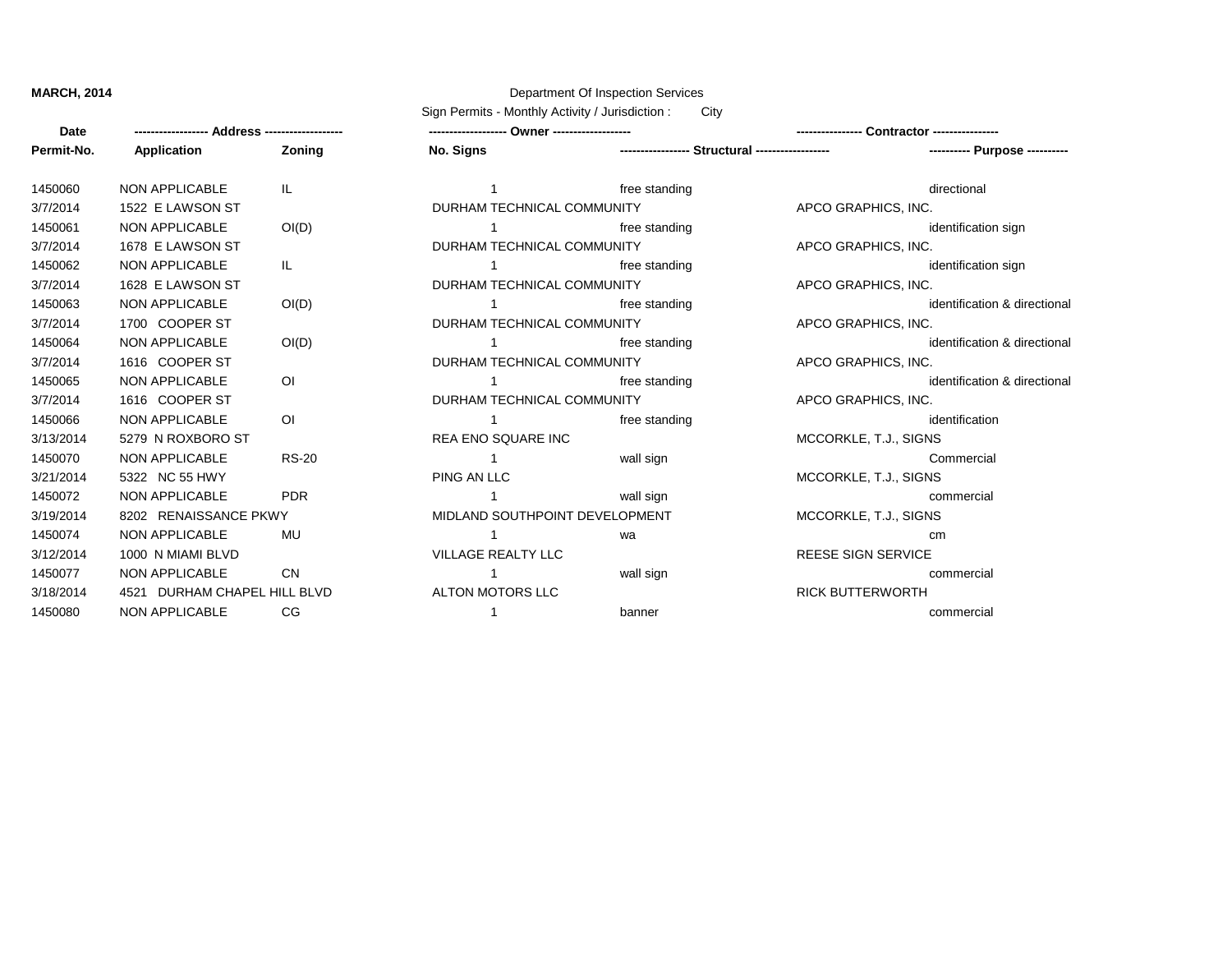**MARCH, 2014**

Department Of Inspection Services

Sign Permits - Monthly Activity / Jurisdiction : City

| Date | ------------------ Address ------------------- | | ------------------- Owner ------------------- | | ---------------- Contractor ---------------- | |
|---|---|---|---|---|---|---|
| Permit-No. | Application | Zoning | No. Signs | ----------------- Structural ------------------ | | ---------- Purpose ---------- |
| 1450060 | NON APPLICABLE | IL | 1 | free standing | | directional |
| 3/7/2014 | 1522 E LAWSON ST | | DURHAM TECHNICAL COMMUNITY | | APCO GRAPHICS, INC. | |
| 1450061 | NON APPLICABLE | OI(D) | 1 | free standing | | identification sign |
| 3/7/2014 | 1678 E LAWSON ST | | DURHAM TECHNICAL COMMUNITY | | APCO GRAPHICS, INC. | |
| 1450062 | NON APPLICABLE | IL | 1 | free standing | | identification sign |
| 3/7/2014 | 1628 E LAWSON ST | | DURHAM TECHNICAL COMMUNITY | | APCO GRAPHICS, INC. | |
| 1450063 | NON APPLICABLE | OI(D) | 1 | free standing | | identification & directional |
| 3/7/2014 | 1700 COOPER ST | | DURHAM TECHNICAL COMMUNITY | | APCO GRAPHICS, INC. | |
| 1450064 | NON APPLICABLE | OI(D) | 1 | free standing | | identification & directional |
| 3/7/2014 | 1616 COOPER ST | | DURHAM TECHNICAL COMMUNITY | | APCO GRAPHICS, INC. | |
| 1450065 | NON APPLICABLE | OI | 1 | free standing | | identification & directional |
| 3/7/2014 | 1616 COOPER ST | | DURHAM TECHNICAL COMMUNITY | | APCO GRAPHICS, INC. | |
| 1450066 | NON APPLICABLE | OI | 1 | free standing | | identification |
| 3/13/2014 | 5279 N ROXBORO ST | | REA ENO SQUARE INC | | MCCORKLE, T.J., SIGNS | |
| 1450070 | NON APPLICABLE | RS-20 | 1 | wall sign | | Commercial |
| 3/21/2014 | 5322 NC 55 HWY | | PING AN LLC | | MCCORKLE, T.J., SIGNS | |
| 1450072 | NON APPLICABLE | PDR | 1 | wall sign | | commercial |
| 3/19/2014 | 8202 RENAISSANCE PKWY | | MIDLAND SOUTHPOINT DEVELOPMENT | | MCCORKLE, T.J., SIGNS | |
| 1450074 | NON APPLICABLE | MU | 1 | wa | | cm |
| 3/12/2014 | 1000 N MIAMI BLVD | | VILLAGE REALTY LLC | | REESE SIGN SERVICE | |
| 1450077 | NON APPLICABLE | CN | 1 | wall sign | | commercial |
| 3/18/2014 | 4521 DURHAM CHAPEL HILL BLVD | | ALTON MOTORS LLC | | RICK BUTTERWORTH | |
| 1450080 | NON APPLICABLE | CG | 1 | banner | | commercial |